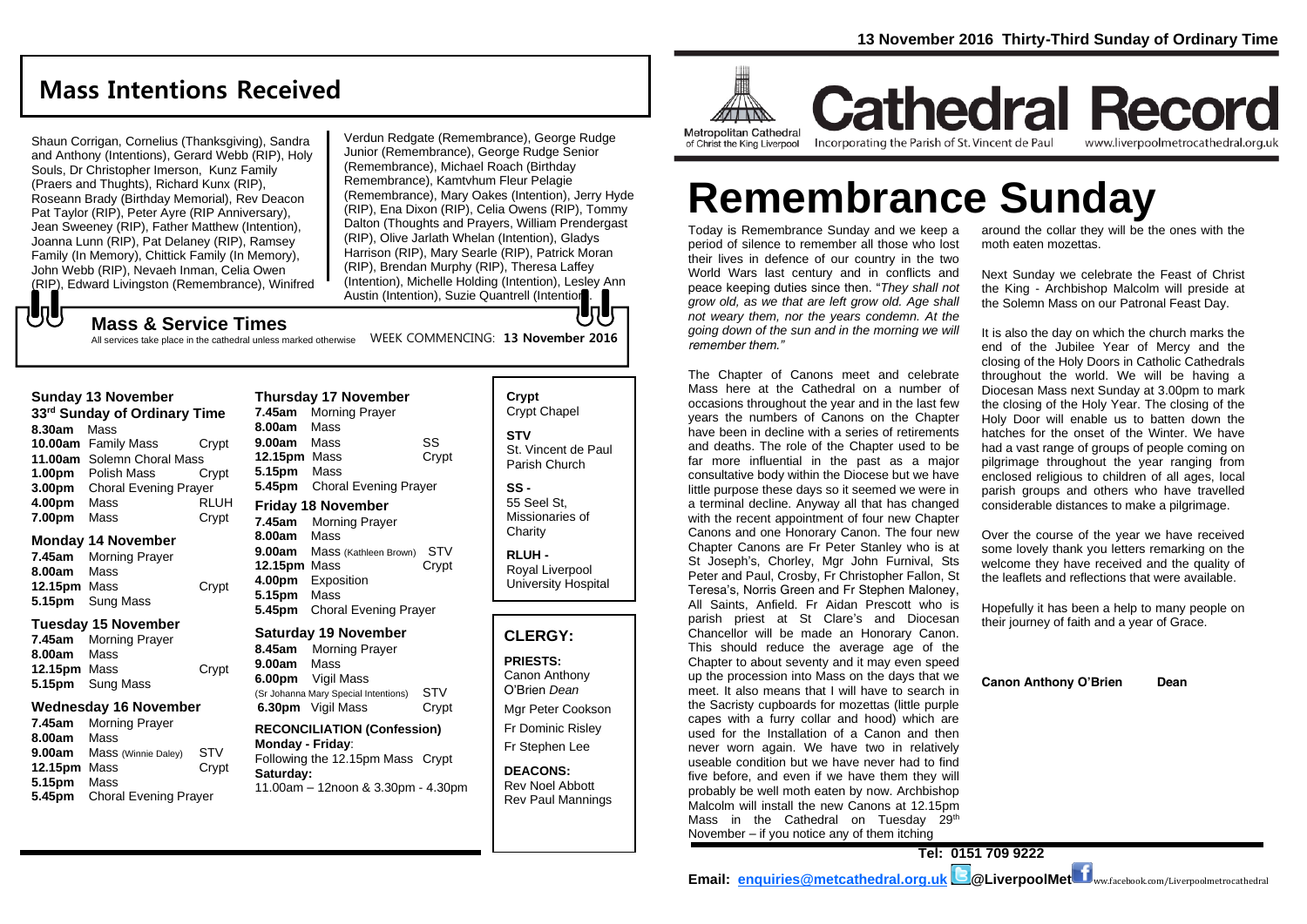13 November 2016 Thirty-Third Sunday of Ordinary Time

## Mass Intentions Received

Shaun Corrigan, Cornelius (Thanksgiving), Sandra and Anthony (Intentions), Gerard Webb (RIP), Holy Souls, Dr Christopher Imerson, Kunz Family (Praers and Thughts), Richard Kunx (RIP), Roseann Brady (Birthday Memorial), Rev Deacon Pat Taylor (RIP), Peter Ayre (RIP Anniversary), Jean Sweeney (RIP), Father Matthew (Intention), Joanna Lunn (RIP), Pat Delaney (RIP), Ramsey Family (In Memory), Chittick Family (In Memory), John Webb (RIP), Nevaeh Inman, Celia Owen (RIP), Edward Livingston (Remembrance), Winifred Verdun Redgate (Remembrance), George Rudge Junior (Remembrance), George Rudge Senior (Remembrance), Michael Roach (Birthday Remembrance), Kamtvhum Fleur Pelagie (Remembrance), Mary Oakes (Intention), Jerry Hyde (RIP), Ena Dixon (RIP), Celia Owens (RIP), Tommy Dalton (Thoughts and Prayers, William Prendergast (RIP), Olive Jarlath Whelan (Intention), Gladys Harrison (RIP), Mary Searle (RIP), Patrick Moran (RIP), Brendan Murphy (RIP), Theresa Laffey (Intention), Michelle Holding (Intention), Lesley Ann Austin (Intention), Suzie Quantrell (Intention).

## Mass & Service Times

All services take place in the cathedral unless marked otherwise — WEEK COMMENCING: **13 November 2016**

### Sunday 13 November
**33rd Sunday of Ordinary Time**

- **8.30am** Mass
- **10.00am** Family Mass — Crypt
- **11.00am** Solemn Choral Mass
- **1.00pm** Polish Mass — Crypt
- **3.00pm** Choral Evening Prayer
- **4.00pm** Mass — RLUH
- **7.00pm** Mass — Crypt

### Monday 14 November
- **7.45am** Morning Prayer
- **8.00am** Mass
- **12.15pm** Mass — Crypt
- **5.15pm** Sung Mass

### Tuesday 15 November
- **7.45am** Morning Prayer
- **8.00am** Mass
- **12.15pm** Mass — Crypt
- **5.15pm** Sung Mass

### Wednesday 16 November
- **7.45am** Morning Prayer
- **8.00am** Mass
- **9.00am** Mass (Winnie Daley) — STV
- **12.15pm** Mass — Crypt
- **5.15pm** Mass
- **5.45pm** Choral Evening Prayer

### Thursday 17 November
- **7.45am** Morning Prayer
- **8.00am** Mass
- **9.00am** Mass — SS
- **12.15pm** Mass — Crypt
- **5.15pm** Mass
- **5.45pm** Choral Evening Prayer

### Friday 18 November
- **7.45am** Morning Prayer
- **8.00am** Mass
- **9.00am** Mass (Kathleen Brown) — STV
- **12.15pm** Mass — Crypt
- **4.00pm** Exposition
- **5.15pm** Mass
- **5.45pm** Choral Evening Prayer

### Saturday 19 November
- **8.45am** Morning Prayer
- **9.00am** Mass
- **6.00pm** Vigil Mass (Sr Johanna Mary Special Intentions) — STV
- **6.30pm** Vigil Mass — Crypt

**RECONCILIATION (Confession)**
**Monday - Friday**: Following the 12.15pm Mass Crypt
**Saturday:** 11.00am – 12noon & 3.30pm - 4.30pm

**Crypt** Crypt Chapel
**STV** St. Vincent de Paul Parish Church
**SS -** 55 Seel St, Missionaries of Charity
**RLUH -** Royal Liverpool University Hospital

## CLERGY:

**PRIESTS:**
Canon Anthony O'Brien *Dean*
Mgr Peter Cookson
Fr Dominic Risley
Fr Stephen Lee

**DEACONS:**
Rev Noel Abbott
Rev Paul Mannings

# Cathedral Record

Metropolitan Cathedral of Christ the King Liverpool — Incorporating the Parish of St. Vincent de Paul — www.liverpoolmetrocathedral.org.uk

# Remembrance Sunday

Today is Remembrance Sunday and we keep a period of silence to remember all those who lost their lives in defence of our country in the two World Wars last century and in conflicts and peace keeping duties since then. "*They shall not grow old, as we that are left grow old. Age shall not weary them, nor the years condemn. At the going down of the sun and in the morning we will remember them.*"

The Chapter of Canons meet and celebrate Mass here at the Cathedral on a number of occasions throughout the year and in the last few years the numbers of Canons on the Chapter have been in decline with a series of retirements and deaths. The role of the Chapter used to be far more influential in the past as a major consultative body within the Diocese but we have little purpose these days so it seemed we were in a terminal decline. Anyway all that has changed with the recent appointment of four new Chapter Canons and one Honorary Canon. The four new Chapter Canons are Fr Peter Stanley who is at St Joseph's, Chorley, Mgr John Furnival, Sts Peter and Paul, Crosby, Fr Christopher Fallon, St Teresa's, Norris Green and Fr Stephen Maloney, All Saints, Anfield. Fr Aidan Prescott who is parish priest at St Clare's and Diocesan Chancellor will be made an Honorary Canon. This should reduce the average age of the Chapter to about seventy and it may even speed up the procession into Mass on the days that we meet. It also means that I will have to search in the Sacristy cupboards for mozettas (little purple capes with a furry collar and hood) which are used for the Installation of a Canon and then never worn again. We have two in relatively useable condition but we have never had to find five before, and even if we have them they will probably be well moth eaten by now. Archbishop Malcolm will install the new Canons at 12.15pm Mass in the Cathedral on Tuesday 29th November – if you notice any of them itching around the collar they will be the ones with the moth eaten mozettas.

Next Sunday we celebrate the Feast of Christ the King - Archbishop Malcolm will preside at the Solemn Mass on our Patronal Feast Day.

It is also the day on which the church marks the end of the Jubilee Year of Mercy and the closing of the Holy Doors in Catholic Cathedrals throughout the world. We will be having a Diocesan Mass next Sunday at 3.00pm to mark the closing of the Holy Year. The closing of the Holy Door will enable us to batten down the hatches for the onset of the Winter. We have had a vast range of groups of people coming on pilgrimage throughout the year ranging from enclosed religious to children of all ages, local parish groups and others who have travelled considerable distances to make a pilgrimage.

Over the course of the year we have received some lovely thank you letters remarking on the welcome they have received and the quality of the leaflets and reflections that were available.

Hopefully it has been a help to many people on their journey of faith and a year of Grace.

**Canon Anthony O'Brien — Dean**

**Tel: 0151 709 9222**

**Email: enquiries@metcathedral.org.uk @LiverpoolMet** www.facebook.com/Liverpoolmetrocathedral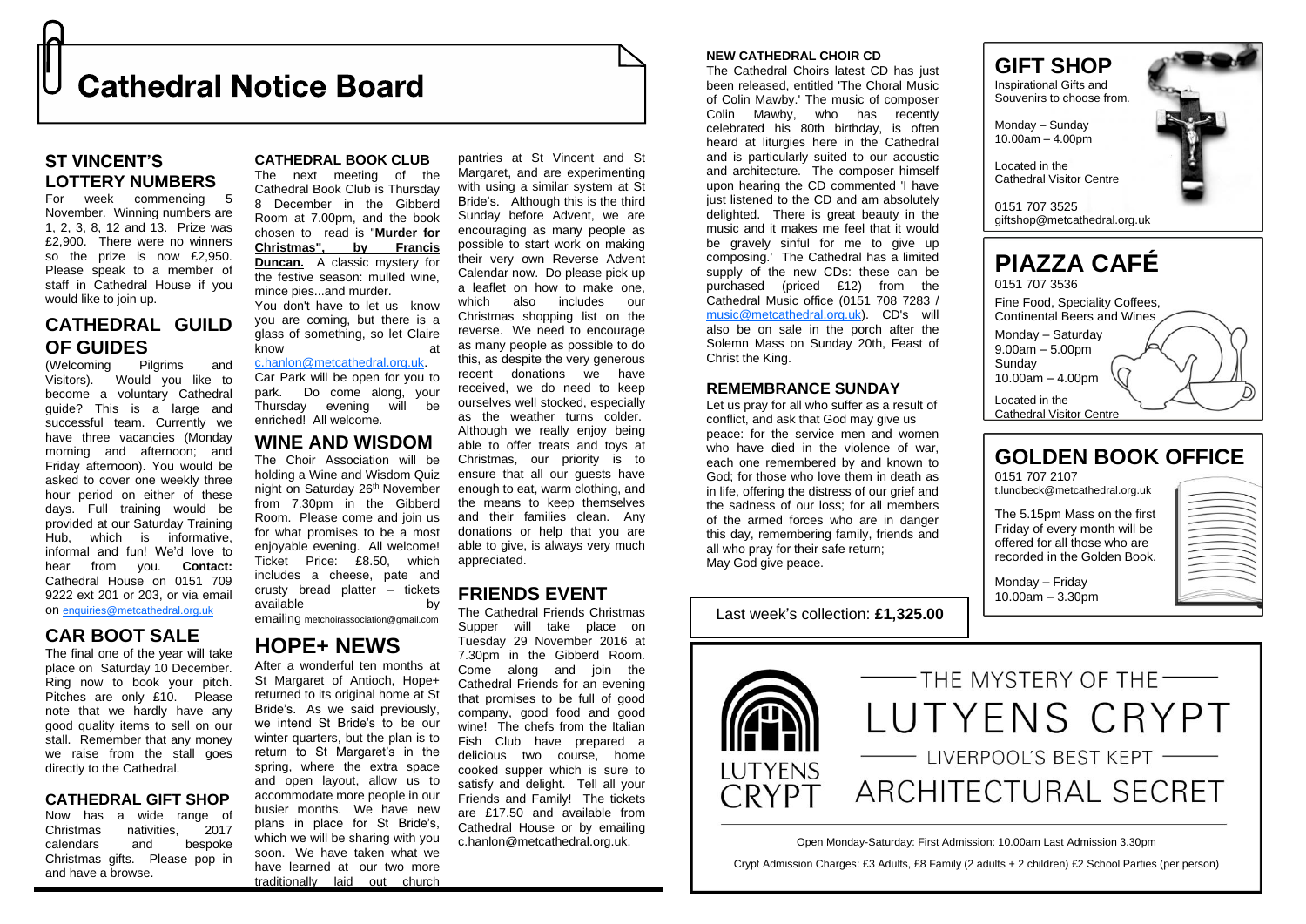# Cathedral Notice Board

## ST VINCENT'S LOTTERY NUMBERS

For week commencing 5 November. Winning numbers are 1, 2, 3, 8, 12 and 13. Prize was £2,900. There were no winners so the prize is now £2,950. Please speak to a member of staff in Cathedral House if you would like to join up.

## CATHEDRAL GUILD OF GUIDES

(Welcoming Pilgrims and Visitors). Would you like to become a voluntary Cathedral guide? This is a large and successful team. Currently we have three vacancies (Monday morning and afternoon; and Friday afternoon). You would be asked to cover one weekly three hour period on either of these days. Full training would be provided at our Saturday Training Hub, which is informative, informal and fun! We'd love to hear from you. **Contact:** Cathedral House on 0151 709 9222 ext 201 or 203, or via email on enquiries@metcathedral.org.uk

## CAR BOOT SALE

The final one of the year will take place on Saturday 10 December. Ring now to book your pitch. Pitches are only £10. Please note that we hardly have any good quality items to sell on our stall. Remember that any money we raise from the stall goes directly to the Cathedral.

### CATHEDRAL GIFT SHOP

Now has a wide range of Christmas nativities, 2017 calendars and bespoke Christmas gifts. Please pop in and have a browse.

### CATHEDRAL BOOK CLUB

The next meeting of the Cathedral Book Club is Thursday 8 December in the Gibberd Room at 7.00pm, and the book chosen to read is "**Murder for Christmas", by Francis Duncan.** A classic mystery for the festive season: mulled wine, mince pies...and murder.

You don't have to let us know you are coming, but there is a glass of something, so let Claire know at c.hanlon@metcathedral.org.uk.

Car Park will be open for you to park. Do come along, your Thursday evening will be enriched! All welcome.

## WINE AND WISDOM

The Choir Association will be holding a Wine and Wisdom Quiz night on Saturday 26th November from 7.30pm in the Gibberd Room. Please come and join us for what promises to be a most enjoyable evening. All welcome! Ticket Price: £8.50, which includes a cheese, pate and crusty bread platter – tickets available by emailing metchoirassociation@gmail.com

## HOPE+ NEWS

After a wonderful ten months at St Margaret of Antioch, Hope+ returned to its original home at St Bride's. As we said previously, we intend St Bride's to be our winter quarters, but the plan is to return to St Margaret's in the spring, where the extra space and open layout, allow us to accommodate more people in our busier months. We have new plans in place for St Bride's, which we will be sharing with you soon. We have taken what we have learned at our two more traditionally laid out church pantries at St Vincent and St Margaret, and are experimenting with using a similar system at St Bride's. Although this is the third Sunday before Advent, we are encouraging as many people as possible to start work on making their very own Reverse Advent Calendar now. Do please pick up a leaflet on how to make one, which also includes our Christmas shopping list on the reverse. We need to encourage as many people as possible to do this, as despite the very generous recent donations we have received, we do need to keep ourselves well stocked, especially as the weather turns colder. Although we really enjoy being able to offer treats and toys at Christmas, our priority is to ensure that all our guests have enough to eat, warm clothing, and the means to keep themselves and their families clean. Any donations or help that you are able to give, is always very much appreciated.

## FRIENDS EVENT

The Cathedral Friends Christmas Supper will take place on Tuesday 29 November 2016 at 7.30pm in the Gibberd Room. Come along and join the Cathedral Friends for an evening that promises to be full of good company, good food and good wine! The chefs from the Italian Fish Club have prepared a delicious two course, home cooked supper which is sure to satisfy and delight. Tell all your Friends and Family! The tickets are £17.50 and available from Cathedral House or by emailing c.hanlon@metcathedral.org.uk.

### NEW CATHEDRAL CHOIR CD

The Cathedral Choirs latest CD has just been released, entitled 'The Choral Music of Colin Mawby.' The music of composer Colin Mawby, who has recently celebrated his 80th birthday, is often heard at liturgies here in the Cathedral and is particularly suited to our acoustic and architecture. The composer himself upon hearing the CD commented 'I have just listened to the CD and am absolutely delighted. There is great beauty in the music and it makes me feel that it would be gravely sinful for me to give up composing.' The Cathedral has a limited supply of the new CDs: these can be purchased (priced £12) from the Cathedral Music office (0151 708 7283 / music@metcathedral.org.uk). CD's will also be on sale in the porch after the Solemn Mass on Sunday 20th, Feast of Christ the King.

### REMEMBRANCE SUNDAY

Let us pray for all who suffer as a result of conflict, and ask that God may give us peace: for the service men and women who have died in the violence of war, each one remembered by and known to God; for those who love them in death as in life, offering the distress of our grief and the sadness of our loss; for all members of the armed forces who are in danger this day, remembering family, friends and all who pray for their safe return;
May God give peace.

Last week's collection: **£1,325.00**

## GIFT SHOP

Inspirational Gifts and Souvenirs to choose from.

Monday – Sunday
10.00am – 4.00pm

Located in the Cathedral Visitor Centre

0151 707 3525
giftshop@metcathedral.org.uk

## PIAZZA CAFÉ

0151 707 3536

Fine Food, Speciality Coffees, Continental Beers and Wines

Monday – Saturday
9.00am – 5.00pm
Sunday
10.00am – 4.00pm

Located in the Cathedral Visitor Centre

## GOLDEN BOOK OFFICE

0151 707 2107
t.lundbeck@metcathedral.org.uk

The 5.15pm Mass on the first Friday of every month will be offered for all those who are recorded in the Golden Book.

Monday – Friday
10.00am – 3.30pm

LUTYENS CRYPT

THE MYSTERY OF THE LUTYENS CRYPT — LIVERPOOL'S BEST KEPT ARCHITECTURAL SECRET

Open Monday-Saturday: First Admission: 10.00am Last Admission 3.30pm

Crypt Admission Charges: £3 Adults, £8 Family (2 adults + 2 children) £2 School Parties (per person)